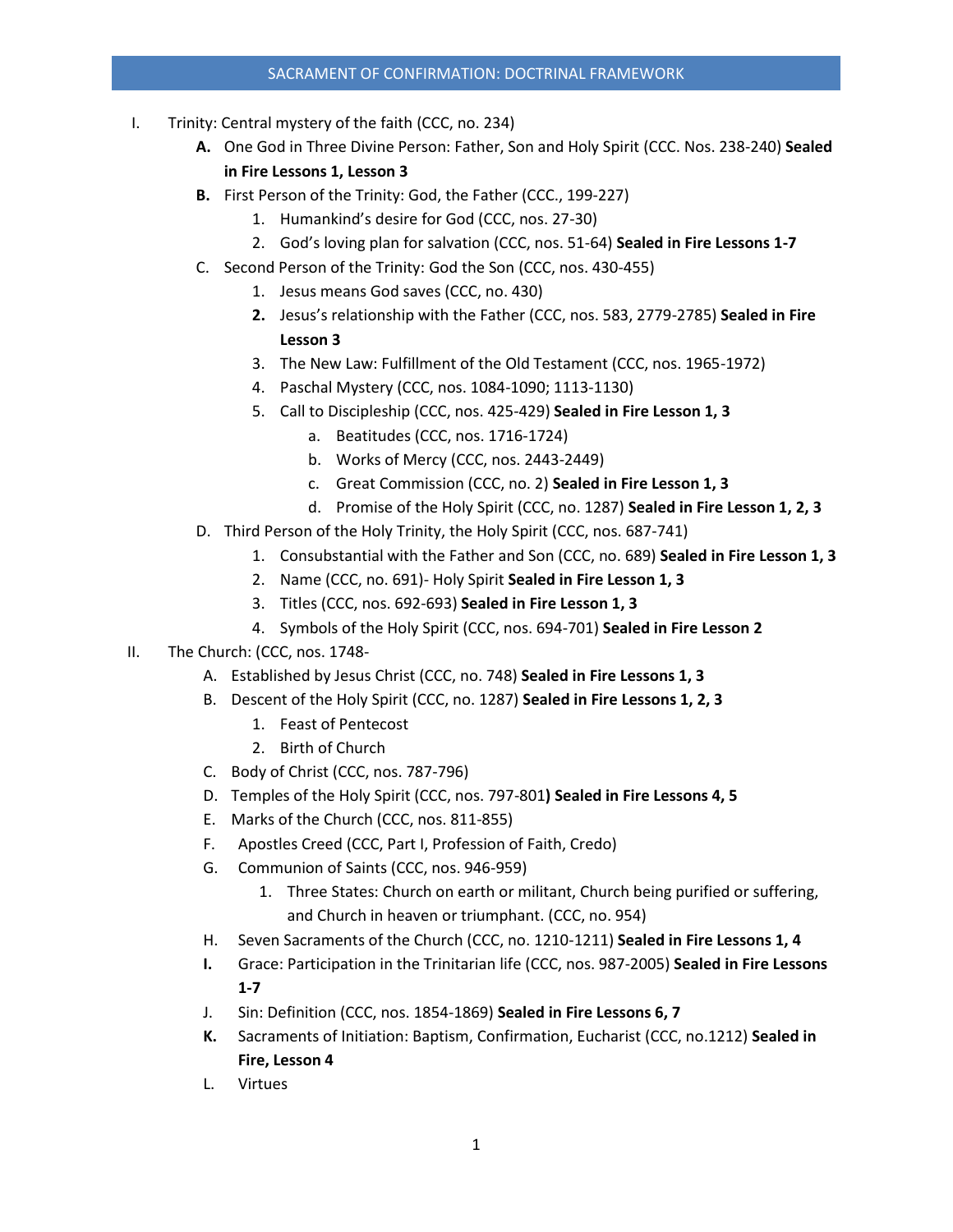# SACRAMENT OF CONFIRMATION: DOCTRINAL FRAMEWORK

I. Trinity: Central mystery of the faith (CCC, no. 234)
   - **A.** One God in Three Divine Person: Father, Son and Holy Spirit (CCC. Nos. 238-240) **Sealed in Fire Lessons 1, Lesson 3**
   - **B.** First Person of the Trinity: God, the Father (CCC., 199-227)
     1. Humankind's desire for God (CCC, nos. 27-30)
     2. God's loving plan for salvation (CCC, nos. 51-64) **Sealed in Fire Lessons 1-7**
   - C. Second Person of the Trinity: God the Son (CCC, nos. 430-455)
     1. Jesus means God saves (CCC, no. 430)
     2. Jesus's relationship with the Father (CCC, nos. 583, 2779-2785) **Sealed in Fire Lesson 3**
     3. The New Law: Fulfillment of the Old Testament (CCC, nos. 1965-1972)
     4. Paschal Mystery (CCC, nos. 1084-1090; 1113-1130)
     5. Call to Discipleship (CCC, nos. 425-429) **Sealed in Fire Lesson 1, 3**
        - a. Beatitudes (CCC, nos. 1716-1724)
        - b. Works of Mercy (CCC, nos. 2443-2449)
        - c. Great Commission (CCC, no. 2) **Sealed in Fire Lesson 1, 3**
        - d. Promise of the Holy Spirit (CCC, no. 1287) **Sealed in Fire Lesson 1, 2, 3**
   - D. Third Person of the Holy Trinity, the Holy Spirit (CCC, nos. 687-741)
     1. Consubstantial with the Father and Son (CCC, no. 689) **Sealed in Fire Lesson 1, 3**
     2. Name (CCC, no. 691)- Holy Spirit **Sealed in Fire Lesson 1, 3**
     3. Titles (CCC, nos. 692-693) **Sealed in Fire Lesson 1, 3**
     4. Symbols of the Holy Spirit (CCC, nos. 694-701) **Sealed in Fire Lesson 2**

II. The Church: (CCC, nos. 1748-
   - A. Established by Jesus Christ (CCC, no. 748) **Sealed in Fire Lessons 1, 3**
   - B. Descent of the Holy Spirit (CCC, no. 1287) **Sealed in Fire Lessons 1, 2, 3**
     1. Feast of Pentecost
     2. Birth of Church
   - C. Body of Christ (CCC, nos. 787-796)
   - D. Temples of the Holy Spirit (CCC, nos. 797-801**) Sealed in Fire Lessons 4, 5**
   - E. Marks of the Church (CCC, nos. 811-855)
   - F. Apostles Creed (CCC, Part I, Profession of Faith, Credo)
   - G. Communion of Saints (CCC, nos. 946-959)
     1. Three States: Church on earth or militant, Church being purified or suffering, and Church in heaven or triumphant. (CCC, no. 954)
   - H. Seven Sacraments of the Church (CCC, no. 1210-1211) **Sealed in Fire Lessons 1, 4**
   - **I.** Grace: Participation in the Trinitarian life (CCC, nos. 987-2005) **Sealed in Fire Lessons 1-7**
   - J. Sin: Definition (CCC, nos. 1854-1869) **Sealed in Fire Lessons 6, 7**
   - **K.** Sacraments of Initiation: Baptism, Confirmation, Eucharist (CCC, no.1212) **Sealed in Fire, Lesson 4**
   - L. Virtues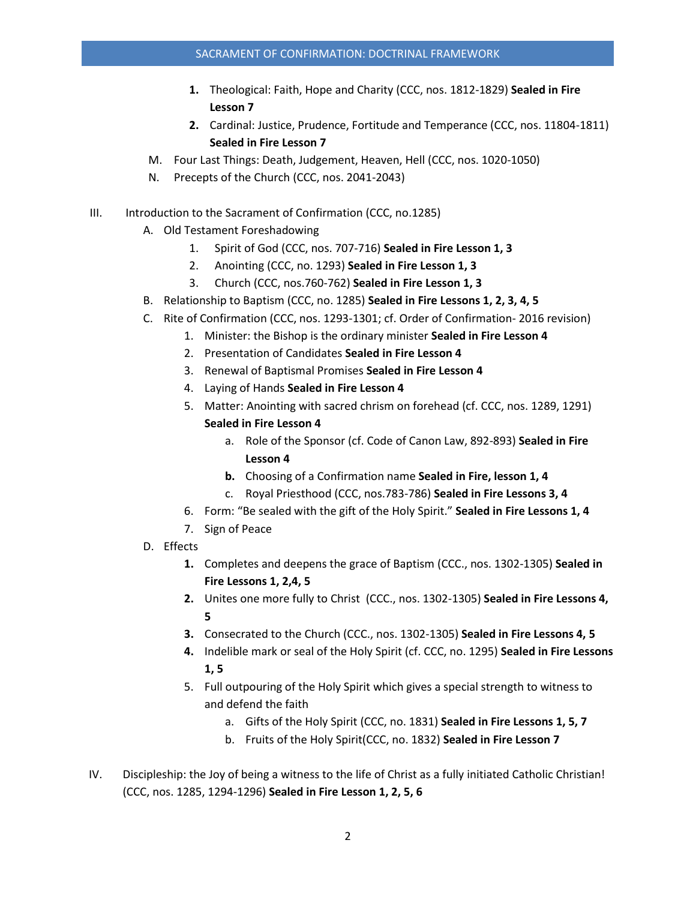1. Theological: Faith, Hope and Charity (CCC, nos. 1812-1829) **Sealed in Fire Lesson 7**
2. Cardinal: Justice, Prudence, Fortitude and Temperance (CCC, nos. 11804-1811) **Sealed in Fire Lesson 7**

M. Four Last Things: Death, Judgement, Heaven, Hell (CCC, nos. 1020-1050)

N. Precepts of the Church (CCC, nos. 2041-2043)

III. Introduction to the Sacrament of Confirmation (CCC, no.1285)

- A. Old Testament Foreshadowing
  1. Spirit of God (CCC, nos. 707-716) **Sealed in Fire Lesson 1, 3**
  2. Anointing (CCC, no. 1293) **Sealed in Fire Lesson 1, 3**
  3. Church (CCC, nos.760-762) **Sealed in Fire Lesson 1, 3**
- B. Relationship to Baptism (CCC, no. 1285) **Sealed in Fire Lessons 1, 2, 3, 4, 5**
- C. Rite of Confirmation (CCC, nos. 1293-1301; cf. Order of Confirmation- 2016 revision)
  1. Minister: the Bishop is the ordinary minister **Sealed in Fire Lesson 4**
  2. Presentation of Candidates **Sealed in Fire Lesson 4**
  3. Renewal of Baptismal Promises **Sealed in Fire Lesson 4**
  4. Laying of Hands **Sealed in Fire Lesson 4**
  5. Matter: Anointing with sacred chrism on forehead (cf. CCC, nos. 1289, 1291) **Sealed in Fire Lesson 4**
     - a. Role of the Sponsor (cf. Code of Canon Law, 892-893) **Sealed in Fire Lesson 4**
     - **b.** Choosing of a Confirmation name **Sealed in Fire, lesson 1, 4**
     - c. Royal Priesthood (CCC, nos.783-786) **Sealed in Fire Lessons 3, 4**
  6. Form: "Be sealed with the gift of the Holy Spirit." **Sealed in Fire Lessons 1, 4**
  7. Sign of Peace
- D. Effects
  1. Completes and deepens the grace of Baptism (CCC., nos. 1302-1305) **Sealed in Fire Lessons 1, 2,4, 5**
  2. Unites one more fully to Christ (CCC., nos. 1302-1305) **Sealed in Fire Lessons 4, 5**
  3. Consecrated to the Church (CCC., nos. 1302-1305) **Sealed in Fire Lessons 4, 5**
  4. Indelible mark or seal of the Holy Spirit (cf. CCC, no. 1295) **Sealed in Fire Lessons 1, 5**
  5. Full outpouring of the Holy Spirit which gives a special strength to witness to and defend the faith
     - a. Gifts of the Holy Spirit (CCC, no. 1831) **Sealed in Fire Lessons 1, 5, 7**
     - b. Fruits of the Holy Spirit(CCC, no. 1832) **Sealed in Fire Lesson 7**

IV. Discipleship: the Joy of being a witness to the life of Christ as a fully initiated Catholic Christian! (CCC, nos. 1285, 1294-1296) **Sealed in Fire Lesson 1, 2, 5, 6**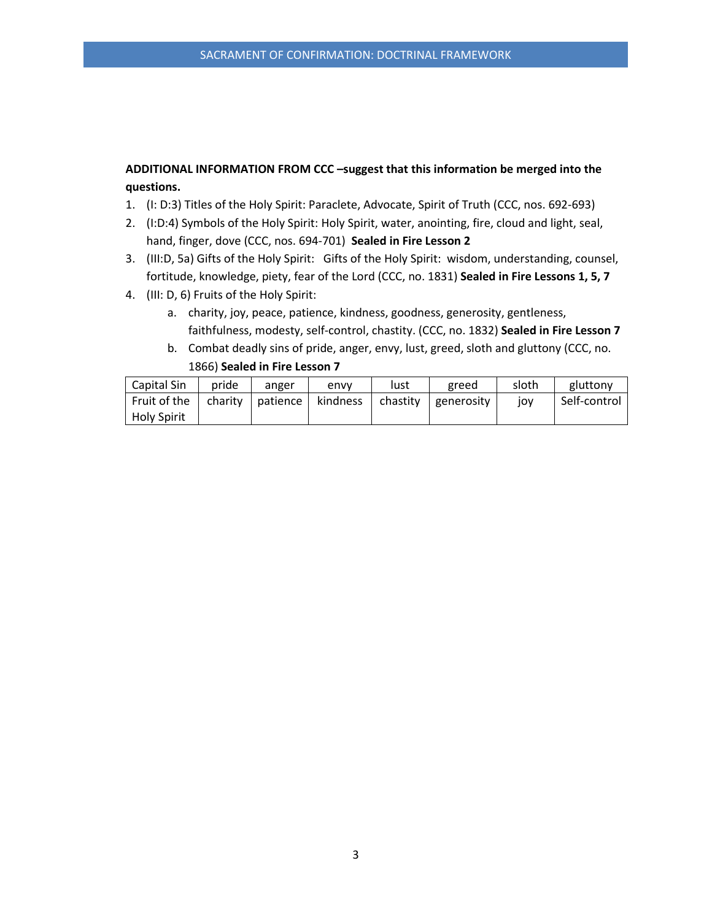**ADDITIONAL INFORMATION FROM CCC –suggest that this information be merged into the questions.**

1. (I: D:3) Titles of the Holy Spirit: Paraclete, Advocate, Spirit of Truth (CCC, nos. 692-693)
2. (I:D:4) Symbols of the Holy Spirit: Holy Spirit, water, anointing, fire, cloud and light, seal, hand, finger, dove (CCC, nos. 694-701) **Sealed in Fire Lesson 2**
3. (III:D, 5a) Gifts of the Holy Spirit: Gifts of the Holy Spirit: wisdom, understanding, counsel, fortitude, knowledge, piety, fear of the Lord (CCC, no. 1831) **Sealed in Fire Lessons 1, 5, 7**
4. (III: D, 6) Fruits of the Holy Spirit:
    a. charity, joy, peace, patience, kindness, goodness, generosity, gentleness, faithfulness, modesty, self-control, chastity. (CCC, no. 1832) **Sealed in Fire Lesson 7**
    b. Combat deadly sins of pride, anger, envy, lust, greed, sloth and gluttony (CCC, no. 1866) **Sealed in Fire Lesson 7**

| Capital Sin | pride | anger | envy | lust | greed | sloth | gluttony |
|---|---|---|---|---|---|---|---|
| Fruit of the Holy Spirit | charity | patience | kindness | chastity | generosity | joy | Self-control |